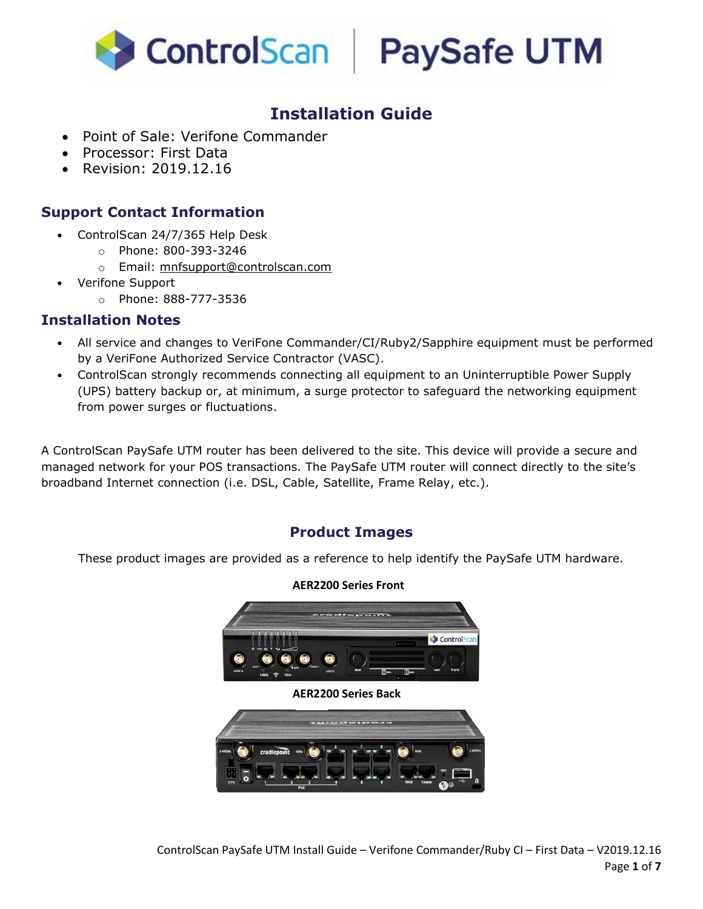# Installation Guide

- Point of Sale: Verifone Commander
- Processor: First Data
- Revision: 2019.12.16

## Support Contact Information

- ControlScan 24/7/365 Help Desk
  - Phone: 800-393-3246
  - Email: mnfsupport@controlscan.com
- Verifone Support
  - Phone: 888-777-3536

## Installation Notes

- All service and changes to VeriFone Commander/CI/Ruby2/Sapphire equipment must be performed by a VeriFone Authorized Service Contractor (VASC).
- ControlScan strongly recommends connecting all equipment to an Uninterruptible Power Supply (UPS) battery backup or, at minimum, a surge protector to safeguard the networking equipment from power surges or fluctuations.

A ControlScan PaySafe UTM router has been delivered to the site. This device will provide a secure and managed network for your POS transactions. The PaySafe UTM router will connect directly to the site's broadband Internet connection (i.e. DSL, Cable, Satellite, Frame Relay, etc.).

## Product Images

These product images are provided as a reference to help identify the PaySafe UTM hardware.

**AER2200 Series Front**

**AER2200 Series Back**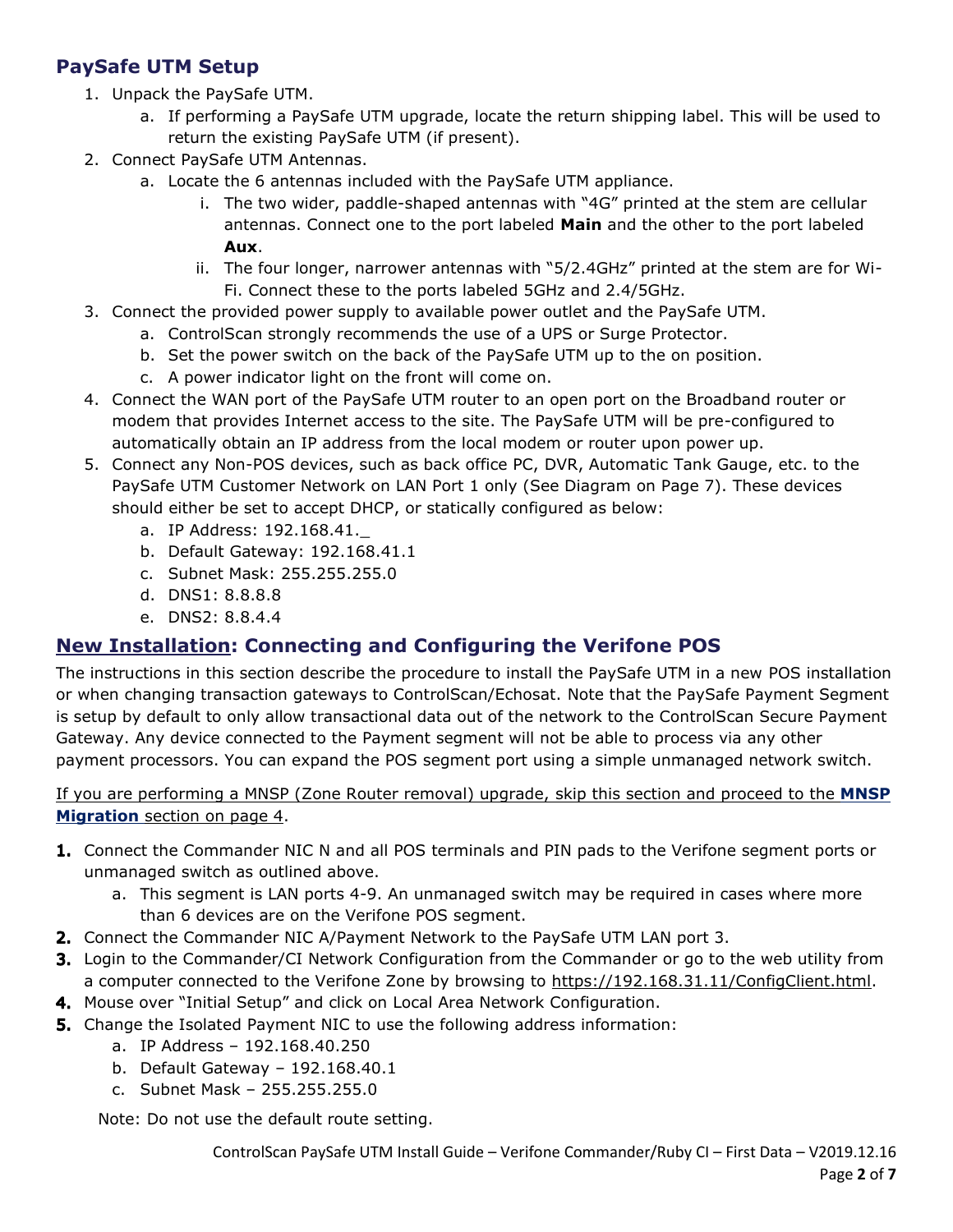## PaySafe UTM Setup

1. Unpack the PaySafe UTM.
   a. If performing a PaySafe UTM upgrade, locate the return shipping label. This will be used to return the existing PaySafe UTM (if present).
2. Connect PaySafe UTM Antennas.
   a. Locate the 6 antennas included with the PaySafe UTM appliance.
      i. The two wider, paddle-shaped antennas with "4G" printed at the stem are cellular antennas. Connect one to the port labeled **Main** and the other to the port labeled **Aux**.
      ii. The four longer, narrower antennas with "5/2.4GHz" printed at the stem are for Wi-Fi. Connect these to the ports labeled 5GHz and 2.4/5GHz.
3. Connect the provided power supply to available power outlet and the PaySafe UTM.
   a. ControlScan strongly recommends the use of a UPS or Surge Protector.
   b. Set the power switch on the back of the PaySafe UTM up to the on position.
   c. A power indicator light on the front will come on.
4. Connect the WAN port of the PaySafe UTM router to an open port on the Broadband router or modem that provides Internet access to the site. The PaySafe UTM will be pre-configured to automatically obtain an IP address from the local modem or router upon power up.
5. Connect any Non-POS devices, such as back office PC, DVR, Automatic Tank Gauge, etc. to the PaySafe UTM Customer Network on LAN Port 1 only (See Diagram on Page 7). These devices should either be set to accept DHCP, or statically configured as below:
   a. IP Address: 192.168.41._
   b. Default Gateway: 192.168.41.1
   c. Subnet Mask: 255.255.255.0
   d. DNS1: 8.8.8.8
   e. DNS2: 8.8.4.4

## New Installation: Connecting and Configuring the Verifone POS

The instructions in this section describe the procedure to install the PaySafe UTM in a new POS installation or when changing transaction gateways to ControlScan/Echosat. Note that the PaySafe Payment Segment is setup by default to only allow transactional data out of the network to the ControlScan Secure Payment Gateway. Any device connected to the Payment segment will not be able to process via any other payment processors. You can expand the POS segment port using a simple unmanaged network switch.

If you are performing a MNSP (Zone Router removal) upgrade, skip this section and proceed to the **MNSP Migration** section on page 4.

1. Connect the Commander NIC N and all POS terminals and PIN pads to the Verifone segment ports or unmanaged switch as outlined above.
   a. This segment is LAN ports 4-9. An unmanaged switch may be required in cases where more than 6 devices are on the Verifone POS segment.
2. Connect the Commander NIC A/Payment Network to the PaySafe UTM LAN port 3.
3. Login to the Commander/CI Network Configuration from the Commander or go to the web utility from a computer connected to the Verifone Zone by browsing to https://192.168.31.11/ConfigClient.html.
4. Mouse over "Initial Setup" and click on Local Area Network Configuration.
5. Change the Isolated Payment NIC to use the following address information:
   a. IP Address – 192.168.40.250
   b. Default Gateway – 192.168.40.1
   c. Subnet Mask – 255.255.255.0

Note: Do not use the default route setting.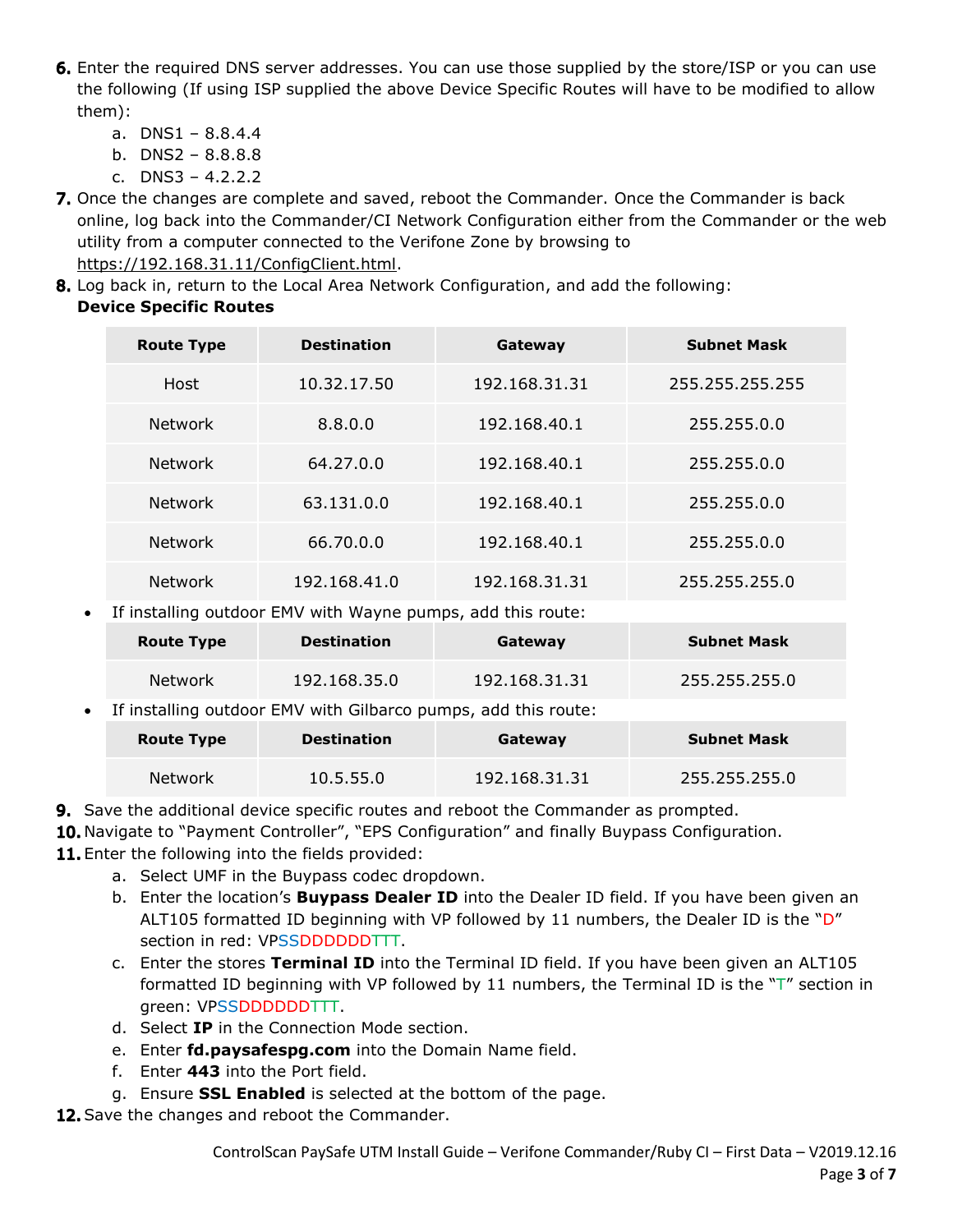6. Enter the required DNS server addresses. You can use those supplied by the store/ISP or you can use the following (If using ISP supplied the above Device Specific Routes will have to be modified to allow them):
   a. DNS1 – 8.8.4.4
   b. DNS2 – 8.8.8.8
   c. DNS3 – 4.2.2.2
7. Once the changes are complete and saved, reboot the Commander. Once the Commander is back online, log back into the Commander/CI Network Configuration either from the Commander or the web utility from a computer connected to the Verifone Zone by browsing to https://192.168.31.11/ConfigClient.html.
8. Log back in, return to the Local Area Network Configuration, and add the following:
   **Device Specific Routes**

| Route Type | Destination | Gateway | Subnet Mask |
|---|---|---|---|
| Host | 10.32.17.50 | 192.168.31.31 | 255.255.255.255 |
| Network | 8.8.0.0 | 192.168.40.1 | 255.255.0.0 |
| Network | 64.27.0.0 | 192.168.40.1 | 255.255.0.0 |
| Network | 63.131.0.0 | 192.168.40.1 | 255.255.0.0 |
| Network | 66.70.0.0 | 192.168.40.1 | 255.255.0.0 |
| Network | 192.168.41.0 | 192.168.31.31 | 255.255.255.0 |

- If installing outdoor EMV with Wayne pumps, add this route:

| Route Type | Destination | Gateway | Subnet Mask |
|---|---|---|---|
| Network | 192.168.35.0 | 192.168.31.31 | 255.255.255.0 |

- If installing outdoor EMV with Gilbarco pumps, add this route:

| Route Type | Destination | Gateway | Subnet Mask |
|---|---|---|---|
| Network | 10.5.55.0 | 192.168.31.31 | 255.255.255.0 |

9. Save the additional device specific routes and reboot the Commander as prompted.
10. Navigate to "Payment Controller", "EPS Configuration" and finally Buypass Configuration.
11. Enter the following into the fields provided:
    a. Select UMF in the Buypass codec dropdown.
    b. Enter the location's **Buypass Dealer ID** into the Dealer ID field. If you have been given an ALT105 formatted ID beginning with VP followed by 11 numbers, the Dealer ID is the "D" section in red: VPSSDDDDDDTTT.
    c. Enter the stores **Terminal ID** into the Terminal ID field. If you have been given an ALT105 formatted ID beginning with VP followed by 11 numbers, the Terminal ID is the "T" section in green: VPSSDDDDDDTTT.
    d. Select **IP** in the Connection Mode section.
    e. Enter **fd.paysafespg.com** into the Domain Name field.
    f. Enter **443** into the Port field.
    g. Ensure **SSL Enabled** is selected at the bottom of the page.
12. Save the changes and reboot the Commander.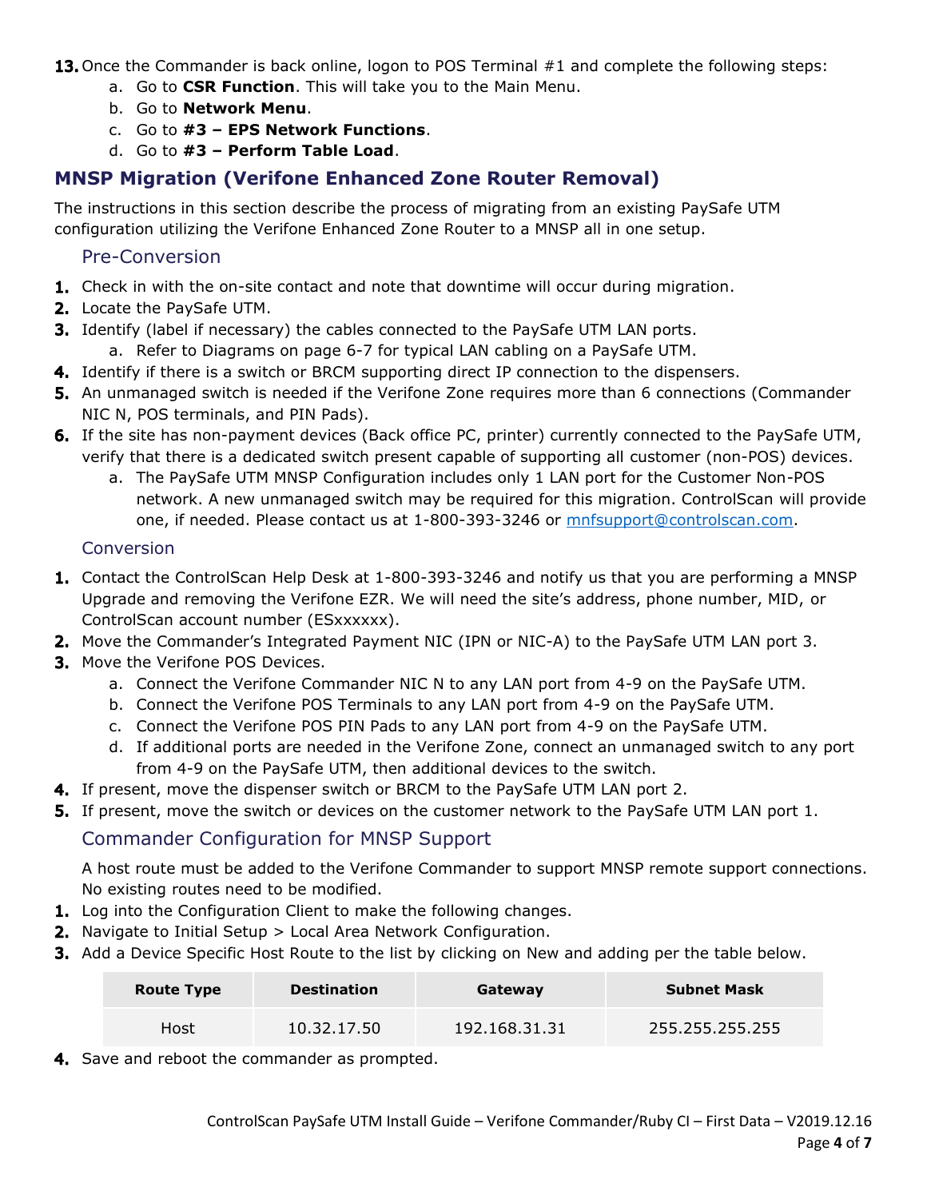13. Once the Commander is back online, logon to POS Terminal #1 and complete the following steps:
    a. Go to **CSR Function**. This will take you to the Main Menu.
    b. Go to **Network Menu**.
    c. Go to **#3 – EPS Network Functions**.
    d. Go to **#3 – Perform Table Load**.

## MNSP Migration (Verifone Enhanced Zone Router Removal)

The instructions in this section describe the process of migrating from an existing PaySafe UTM configuration utilizing the Verifone Enhanced Zone Router to a MNSP all in one setup.

### Pre-Conversion

1. Check in with the on-site contact and note that downtime will occur during migration.
2. Locate the PaySafe UTM.
3. Identify (label if necessary) the cables connected to the PaySafe UTM LAN ports.
    a. Refer to Diagrams on page 6-7 for typical LAN cabling on a PaySafe UTM.
4. Identify if there is a switch or BRCM supporting direct IP connection to the dispensers.
5. An unmanaged switch is needed if the Verifone Zone requires more than 6 connections (Commander NIC N, POS terminals, and PIN Pads).
6. If the site has non-payment devices (Back office PC, printer) currently connected to the PaySafe UTM, verify that there is a dedicated switch present capable of supporting all customer (non-POS) devices.
    a. The PaySafe UTM MNSP Configuration includes only 1 LAN port for the Customer Non-POS network. A new unmanaged switch may be required for this migration. ControlScan will provide one, if needed. Please contact us at 1-800-393-3246 or mnfsupport@controlscan.com.

### Conversion

1. Contact the ControlScan Help Desk at 1-800-393-3246 and notify us that you are performing a MNSP Upgrade and removing the Verifone EZR. We will need the site's address, phone number, MID, or ControlScan account number (ESxxxxxx).
2. Move the Commander's Integrated Payment NIC (IPN or NIC-A) to the PaySafe UTM LAN port 3.
3. Move the Verifone POS Devices.
    a. Connect the Verifone Commander NIC N to any LAN port from 4-9 on the PaySafe UTM.
    b. Connect the Verifone POS Terminals to any LAN port from 4-9 on the PaySafe UTM.
    c. Connect the Verifone POS PIN Pads to any LAN port from 4-9 on the PaySafe UTM.
    d. If additional ports are needed in the Verifone Zone, connect an unmanaged switch to any port from 4-9 on the PaySafe UTM, then additional devices to the switch.
4. If present, move the dispenser switch or BRCM to the PaySafe UTM LAN port 2.
5. If present, move the switch or devices on the customer network to the PaySafe UTM LAN port 1.

### Commander Configuration for MNSP Support

A host route must be added to the Verifone Commander to support MNSP remote support connections. No existing routes need to be modified.

1. Log into the Configuration Client to make the following changes.
2. Navigate to Initial Setup > Local Area Network Configuration.
3. Add a Device Specific Host Route to the list by clicking on New and adding per the table below.

| Route Type | Destination | Gateway | Subnet Mask |
|---|---|---|---|
| Host | 10.32.17.50 | 192.168.31.31 | 255.255.255.255 |

4. Save and reboot the commander as prompted.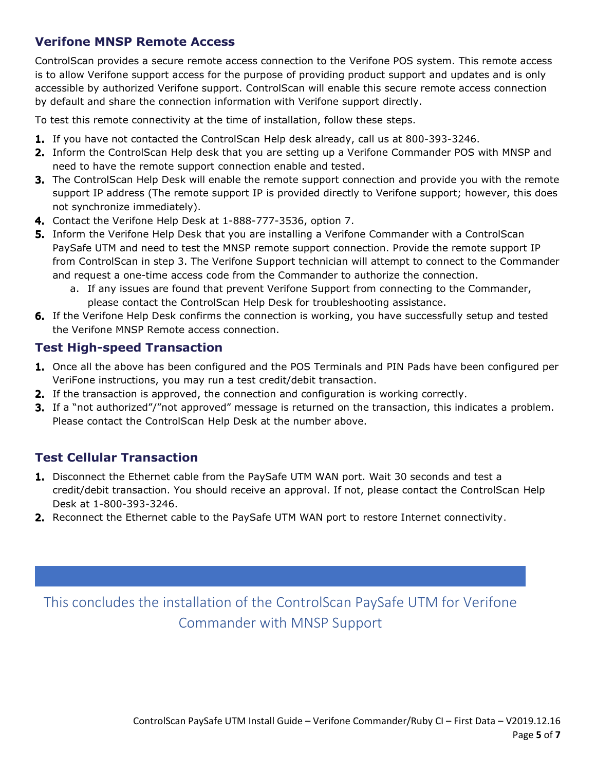## Verifone MNSP Remote Access

ControlScan provides a secure remote access connection to the Verifone POS system. This remote access is to allow Verifone support access for the purpose of providing product support and updates and is only accessible by authorized Verifone support. ControlScan will enable this secure remote access connection by default and share the connection information with Verifone support directly.

To test this remote connectivity at the time of installation, follow these steps.

1. If you have not contacted the ControlScan Help desk already, call us at 800-393-3246.
2. Inform the ControlScan Help desk that you are setting up a Verifone Commander POS with MNSP and need to have the remote support connection enable and tested.
3. The ControlScan Help Desk will enable the remote support connection and provide you with the remote support IP address (The remote support IP is provided directly to Verifone support; however, this does not synchronize immediately).
4. Contact the Verifone Help Desk at 1-888-777-3536, option 7.
5. Inform the Verifone Help Desk that you are installing a Verifone Commander with a ControlScan PaySafe UTM and need to test the MNSP remote support connection. Provide the remote support IP from ControlScan in step 3. The Verifone Support technician will attempt to connect to the Commander and request a one-time access code from the Commander to authorize the connection.
   a. If any issues are found that prevent Verifone Support from connecting to the Commander, please contact the ControlScan Help Desk for troubleshooting assistance.
6. If the Verifone Help Desk confirms the connection is working, you have successfully setup and tested the Verifone MNSP Remote access connection.

## Test High-speed Transaction

1. Once all the above has been configured and the POS Terminals and PIN Pads have been configured per VeriFone instructions, you may run a test credit/debit transaction.
2. If the transaction is approved, the connection and configuration is working correctly.
3. If a "not authorized"/"not approved" message is returned on the transaction, this indicates a problem. Please contact the ControlScan Help Desk at the number above.

## Test Cellular Transaction

1. Disconnect the Ethernet cable from the PaySafe UTM WAN port. Wait 30 seconds and test a credit/debit transaction. You should receive an approval. If not, please contact the ControlScan Help Desk at 1-800-393-3246.
2. Reconnect the Ethernet cable to the PaySafe UTM WAN port to restore Internet connectivity.

This concludes the installation of the ControlScan PaySafe UTM for Verifone Commander with MNSP Support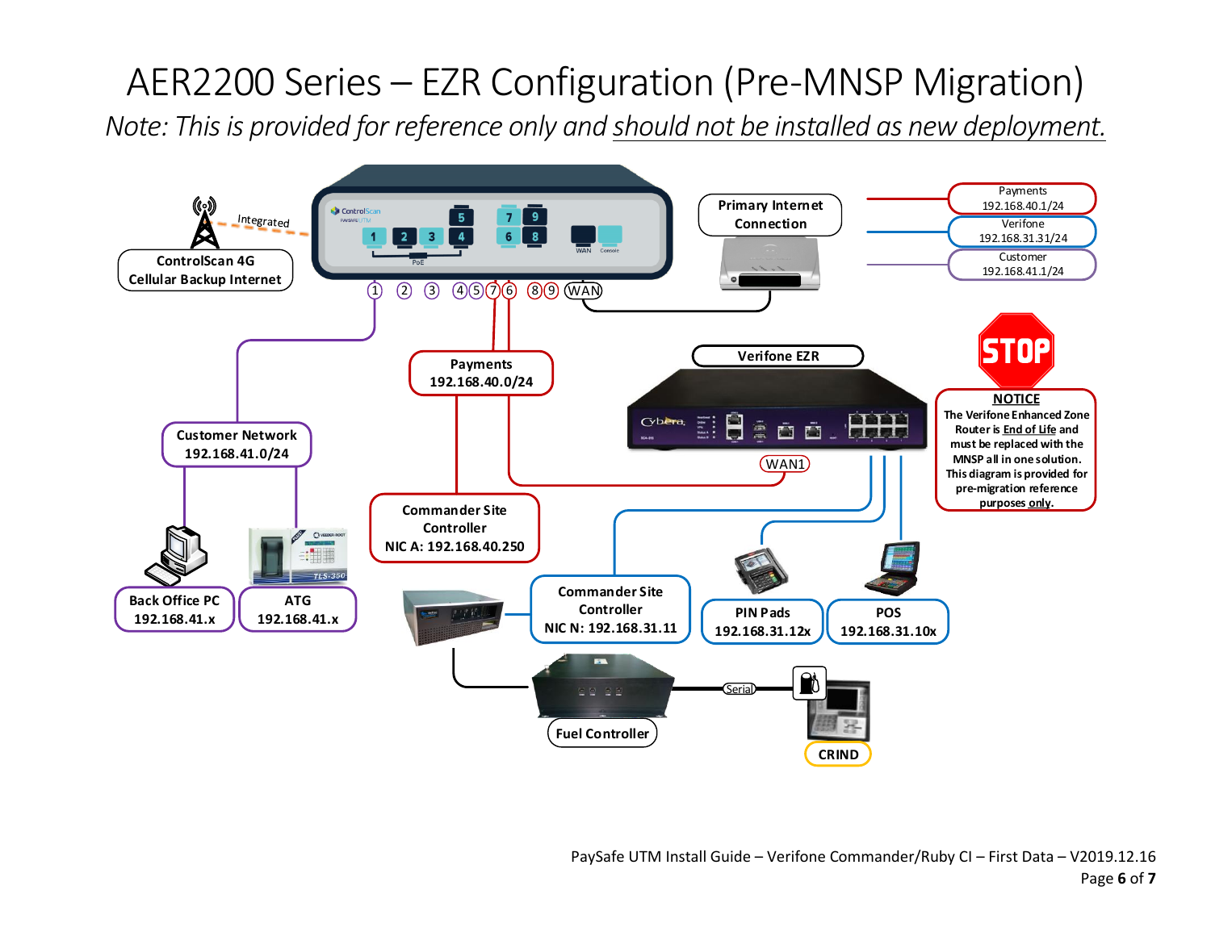# AER2200 Series – EZR Configuration (Pre-MNSP Migration)

*Note: This is provided for reference only and should not be installed as new deployment.*

Integrated

ControlScan 4G Cellular Backup Internet

1 2 3 4 5 7 6 8 9 WAN

Primary Internet Connection

Payments 192.168.40.1/24

Verifone 192.168.31.31/24

Customer 192.168.41.1/24

Payments 192.168.40.0/24

Verifone EZR

WAN1

Customer Network 192.168.41.0/24

Commander Site Controller NIC A: 192.168.40.250

Back Office PC 192.168.41.x

ATG 192.168.41.x

Commander Site Controller NIC N: 192.168.31.11

PIN Pads 192.168.31.12x

POS 192.168.31.10x

Fuel Controller

Serial

CRIND

STOP

**NOTICE**

**The Verifone Enhanced Zone Router is End of Life and must be replaced with the MNSP all in one solution. This diagram is provided for pre-migration reference purposes only.**

PaySafe UTM Install Guide – Verifone Commander/Ruby CI – First Data – V2019.12.16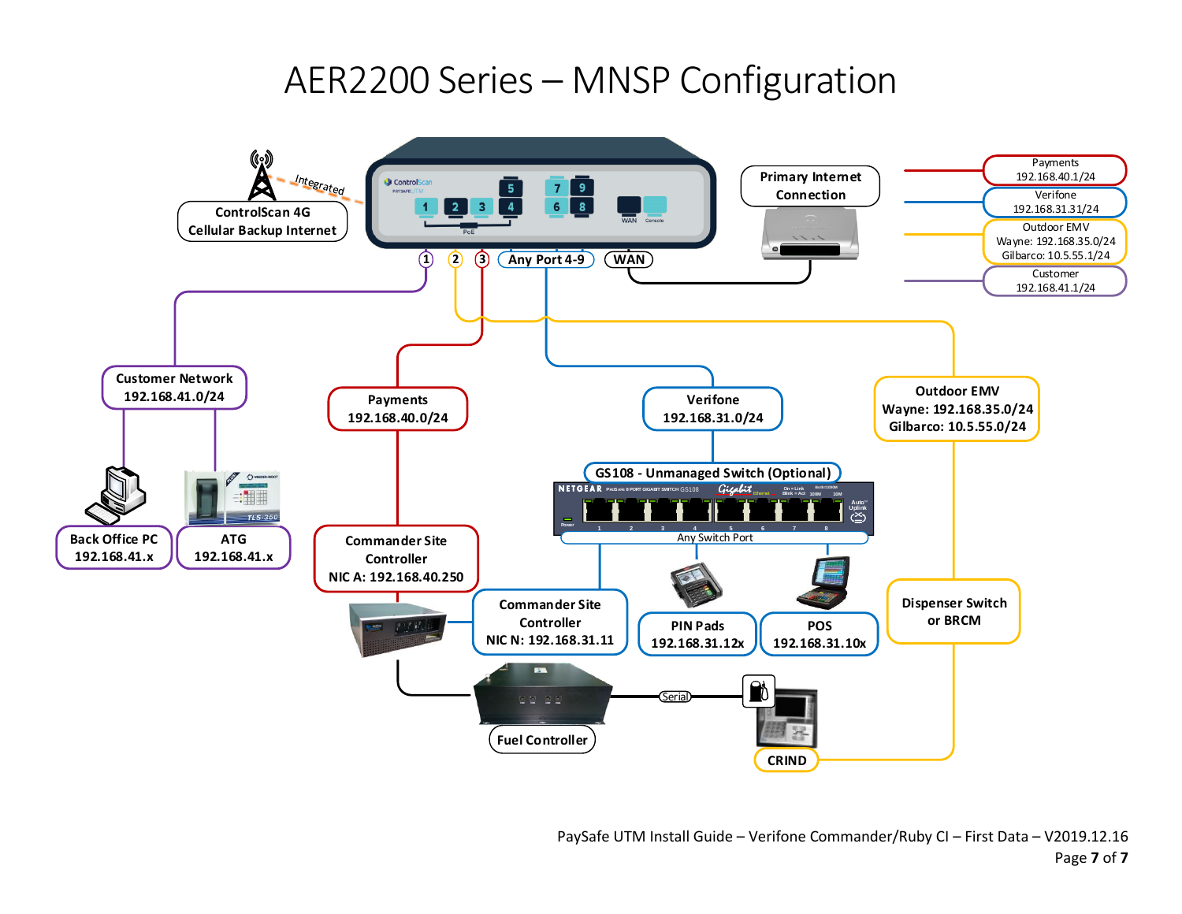# AER2200 Series – MNSP Configuration

ControlScan 4G Cellular Backup Internet

Integrated

Primary Internet Connection

1 2 3 Any Port 4-9 WAN

Payments 192.168.40.1/24

Verifone 192.168.31.31/24

Outdoor EMV Wayne: 192.168.35.0/24 Gilbarco: 10.5.55.1/24

Customer 192.168.41.1/24

Customer Network 192.168.41.0/24

Payments 192.168.40.0/24

Verifone 192.168.31.0/24

Outdoor EMV Wayne: 192.168.35.0/24 Gilbarco: 10.5.55.0/24

GS108 - Unmanaged Switch (Optional)

Any Switch Port

Back Office PC 192.168.41.x

ATG 192.168.41.x

Commander Site Controller NIC A: 192.168.40.250

Commander Site Controller NIC N: 192.168.31.11

PIN Pads 192.168.31.12x

POS 192.168.31.10x

Dispenser Switch or BRCM

Fuel Controller

Serial

CRIND

PaySafe UTM Install Guide – Verifone Commander/Ruby CI – First Data – V2019.12.16